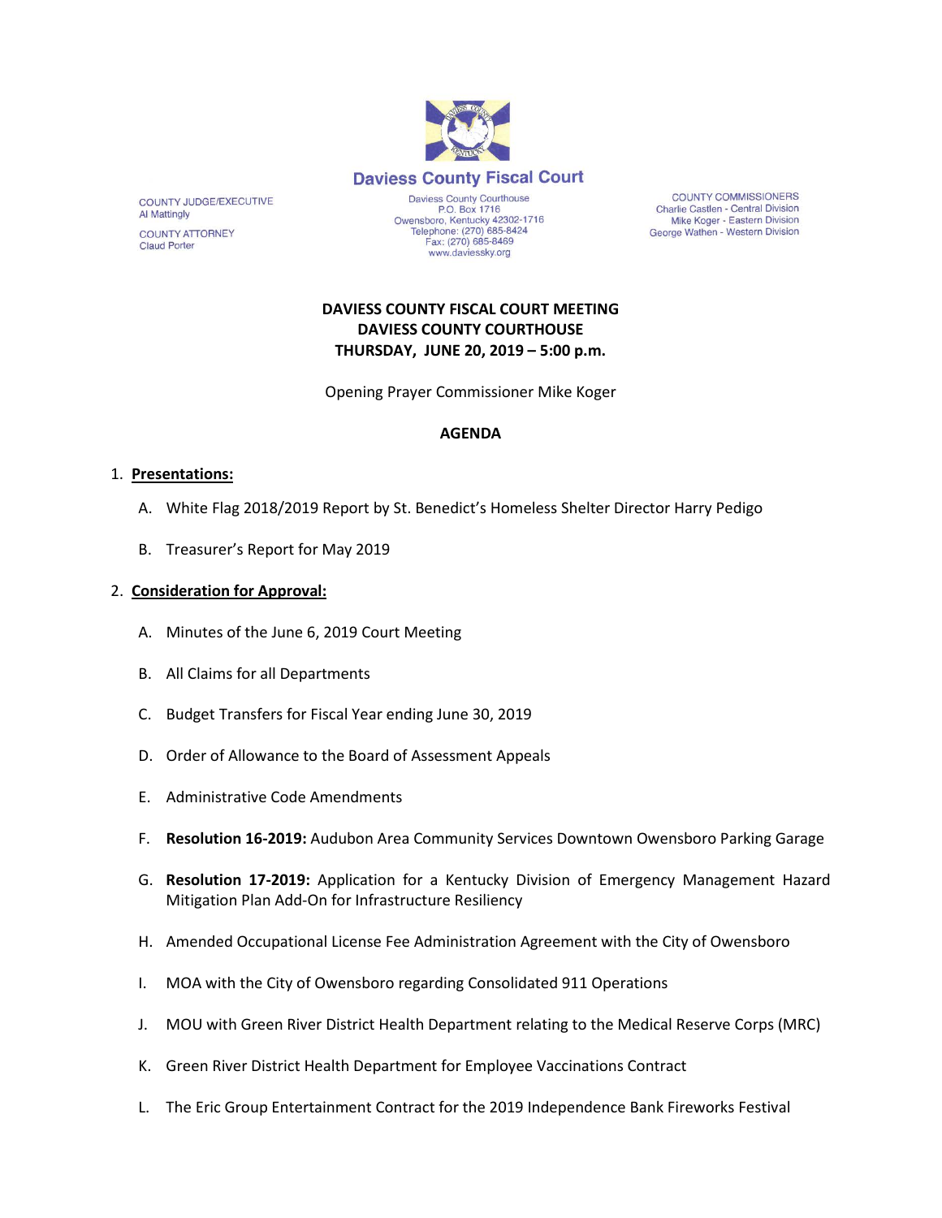**Daviess County Fiscal Court**

Daviess County Courthouse
P.O. Box 1716
Owensboro, Kentucky 42302-1716
Telephone: (270) 685-8424
Fax: (270) 685-8469
www.daviessky.org

COUNTY JUDGE/EXECUTIVE
Al Mattingly

COUNTY ATTORNEY
Claud Porter

COUNTY COMMISSIONERS
Charlie Castlen - Central Division
Mike Koger - Eastern Division
George Wathen - Western Division

**DAVIESS COUNTY FISCAL COURT MEETING**
**DAVIESS COUNTY COURTHOUSE**
**THURSDAY, JUNE 20, 2019 – 5:00 p.m.**

Opening Prayer Commissioner Mike Koger

**AGENDA**

1. **Presentations:**
   - A. White Flag 2018/2019 Report by St. Benedict's Homeless Shelter Director Harry Pedigo
   - B. Treasurer's Report for May 2019

2. **Consideration for Approval:**
   - A. Minutes of the June 6, 2019 Court Meeting
   - B. All Claims for all Departments
   - C. Budget Transfers for Fiscal Year ending June 30, 2019
   - D. Order of Allowance to the Board of Assessment Appeals
   - E. Administrative Code Amendments
   - F. **Resolution 16-2019:** Audubon Area Community Services Downtown Owensboro Parking Garage
   - G. **Resolution 17-2019:** Application for a Kentucky Division of Emergency Management Hazard Mitigation Plan Add-On for Infrastructure Resiliency
   - H. Amended Occupational License Fee Administration Agreement with the City of Owensboro
   - I. MOA with the City of Owensboro regarding Consolidated 911 Operations
   - J. MOU with Green River District Health Department relating to the Medical Reserve Corps (MRC)
   - K. Green River District Health Department for Employee Vaccinations Contract
   - L. The Eric Group Entertainment Contract for the 2019 Independence Bank Fireworks Festival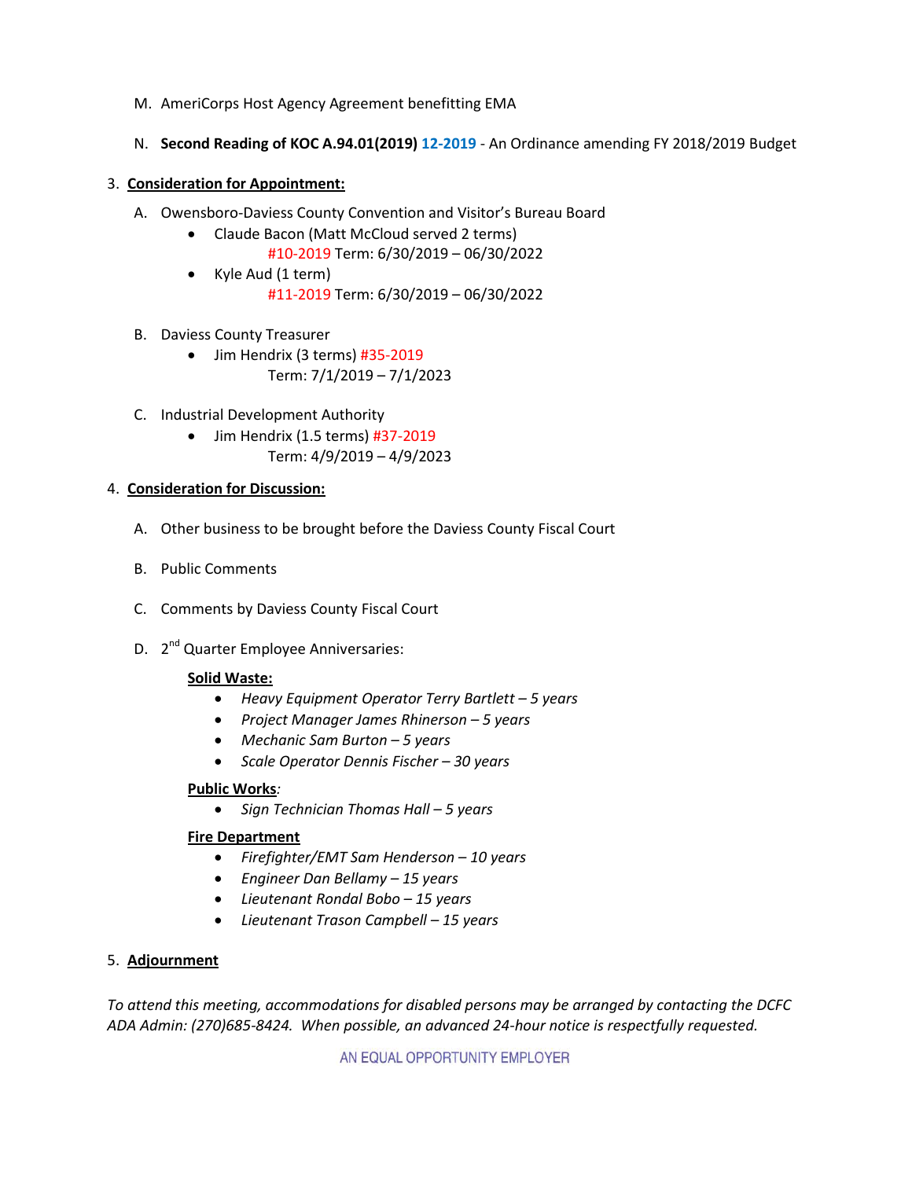M. AmeriCorps Host Agency Agreement benefitting EMA

N. **Second Reading of KOC A.94.01(2019)** 12-2019 - An Ordinance amending FY 2018/2019 Budget

3. **Consideration for Appointment:**

   A. Owensboro-Daviess County Convention and Visitor's Bureau Board
   - Claude Bacon (Matt McCloud served 2 terms)
     #10-2019 Term: 6/30/2019 – 06/30/2022
   - Kyle Aud (1 term)
     #11-2019 Term: 6/30/2019 – 06/30/2022

   B. Daviess County Treasurer
   - Jim Hendrix (3 terms) #35-2019
     Term: 7/1/2019 – 7/1/2023

   C. Industrial Development Authority
   - Jim Hendrix (1.5 terms) #37-2019
     Term: 4/9/2019 – 4/9/2023

4. **Consideration for Discussion:**

   A. Other business to be brought before the Daviess County Fiscal Court

   B. Public Comments

   C. Comments by Daviess County Fiscal Court

   D. 2nd Quarter Employee Anniversaries:

   **Solid Waste:**
   - *Heavy Equipment Operator Terry Bartlett – 5 years*
   - *Project Manager James Rhinerson – 5 years*
   - *Mechanic Sam Burton – 5 years*
   - *Scale Operator Dennis Fischer – 30 years*

   **Public Works***:*
   - *Sign Technician Thomas Hall – 5 years*

   **Fire Department**
   - *Firefighter/EMT Sam Henderson – 10 years*
   - *Engineer Dan Bellamy – 15 years*
   - *Lieutenant Rondal Bobo – 15 years*
   - *Lieutenant Trason Campbell – 15 years*

5. **Adjournment**

*To attend this meeting, accommodations for disabled persons may be arranged by contacting the DCFC ADA Admin: (270)685-8424. When possible, an advanced 24-hour notice is respectfully requested.*

AN EQUAL OPPORTUNITY EMPLOYER